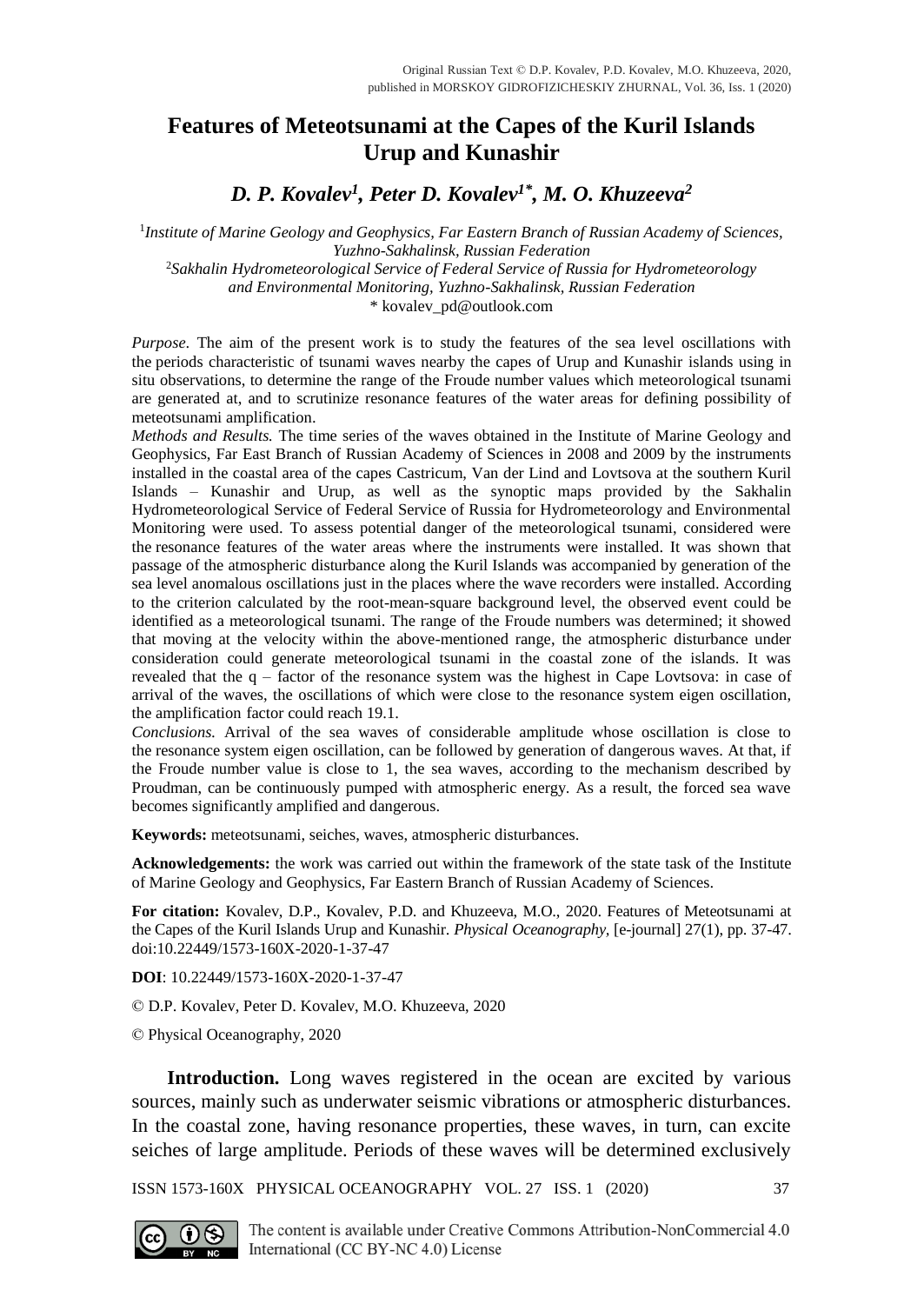Original Russian Text © D.P. Kovalev, P.D. Kovalev, M.O. Khuzeeva, 2020, published in MORSKOY GIDROFIZICHESKIY ZHURNAL, Vol. 36, Iss. 1 (2020)

# Features of Meteotsunami at the Capes of the Kuril Islands Urup and Kunashir

### *D. P. Kovalev[1], Peter D. Kovalev[1*], M. O. Khuzeeva[2]*

[1]*Institute of Marine Geology and Geophysics, Far Eastern Branch of Russian Academy of Sciences, Yuzhno-Sakhalinsk, Russian Federation*
[2]*Sakhalin Hydrometeorological Service of Federal Service of Russia for Hydrometeorology and Environmental Monitoring, Yuzhno-Sakhalinsk, Russian Federation*
\* kovalev_pd@outlook.com

*Purpose.* The aim of the present work is to study the features of the sea level oscillations with the periods characteristic of tsunami waves nearby the capes of Urup and Kunashir islands using in situ observations, to determine the range of the Froude number values which meteorological tsunami are generated at, and to scrutinize resonance features of the water areas for defining possibility of meteotsunami amplification.
*Methods and Results.* The time series of the waves obtained in the Institute of Marine Geology and Geophysics, Far East Branch of Russian Academy of Sciences in 2008 and 2009 by the instruments installed in the coastal area of the capes Castricum, Van der Lind and Lovtsova at the southern Kuril Islands – Kunashir and Urup, as well as the synoptic maps provided by the Sakhalin Hydrometeorological Service of Federal Service of Russia for Hydrometeorology and Environmental Monitoring were used. To assess potential danger of the meteorological tsunami, considered were the resonance features of the water areas where the instruments were installed. It was shown that passage of the atmospheric disturbance along the Kuril Islands was accompanied by generation of the sea level anomalous oscillations just in the places where the wave recorders were installed. According to the criterion calculated by the root-mean-square background level, the observed event could be identified as a meteorological tsunami. The range of the Froude numbers was determined; it showed that moving at the velocity within the above-mentioned range, the atmospheric disturbance under consideration could generate meteorological tsunami in the coastal zone of the islands. It was revealed that the q – factor of the resonance system was the highest in Cape Lovtsova: in case of arrival of the waves, the oscillations of which were close to the resonance system eigen oscillation, the amplification factor could reach 19.1.
*Conclusions.* Arrival of the sea waves of considerable amplitude whose oscillation is close to the resonance system eigen oscillation, can be followed by generation of dangerous waves. At that, if the Froude number value is close to 1, the sea waves, according to the mechanism described by Proudman, can be continuously pumped with atmospheric energy. As a result, the forced sea wave becomes significantly amplified and dangerous.

**Keywords:** meteotsunami, seiches, waves, atmospheric disturbances.

**Acknowledgements:** the work was carried out within the framework of the state task of the Institute of Marine Geology and Geophysics, Far Eastern Branch of Russian Academy of Sciences.

**For citation:** Kovalev, D.P., Kovalev, P.D. and Khuzeeva, M.O., 2020. Features of Meteotsunami at the Capes of the Kuril Islands Urup and Kunashir. *Physical Oceanography,* [e-journal] 27(1), pp. 37-47. doi:10.22449/1573-160X-2020-1-37-47

**DOI**: 10.22449/1573-160X-2020-1-37-47

© D.P. Kovalev, Peter D. Kovalev, M.O. Khuzeeva, 2020

© Physical Oceanography, 2020

**Introduction.** Long waves registered in the ocean are excited by various sources, mainly such as underwater seismic vibrations or atmospheric disturbances. In the coastal zone, having resonance properties, these waves, in turn, can excite seiches of large amplitude. Periods of these waves will be determined exclusively

The content is available under Creative Commons Attribution-NonCommercial 4.0 International (CC BY-NC 4.0) License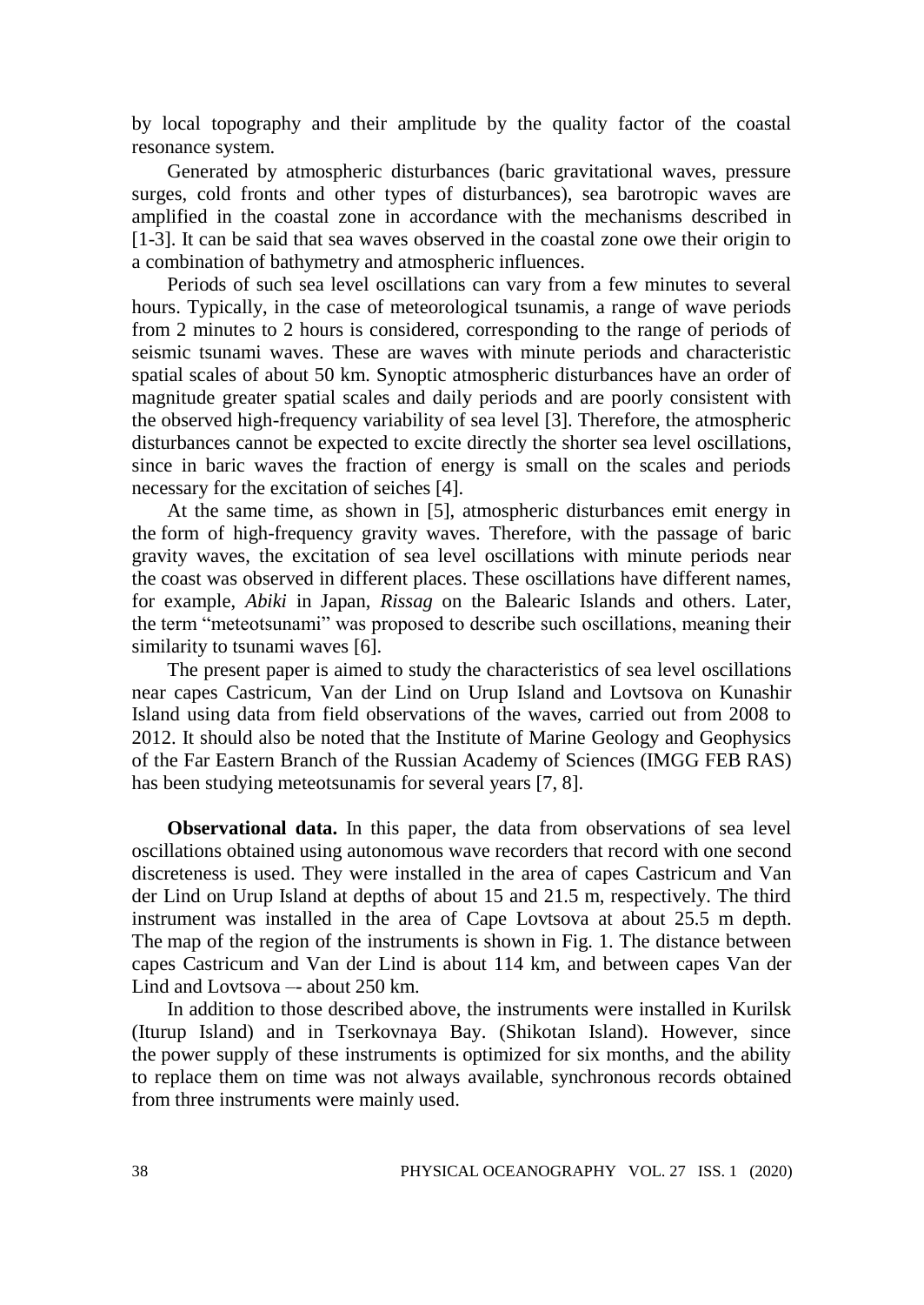by local topography and their amplitude by the quality factor of the coastal resonance system.

Generated by atmospheric disturbances (baric gravitational waves, pressure surges, cold fronts and other types of disturbances), sea barotropic waves are amplified in the coastal zone in accordance with the mechanisms described in [1-3]. It can be said that sea waves observed in the coastal zone owe their origin to a combination of bathymetry and atmospheric influences.

Periods of such sea level oscillations can vary from a few minutes to several hours. Typically, in the case of meteorological tsunamis, a range of wave periods from 2 minutes to 2 hours is considered, corresponding to the range of periods of seismic tsunami waves. These are waves with minute periods and characteristic spatial scales of about 50 km. Synoptic atmospheric disturbances have an order of magnitude greater spatial scales and daily periods and are poorly consistent with the observed high-frequency variability of sea level [3]. Therefore, the atmospheric disturbances cannot be expected to excite directly the shorter sea level oscillations, since in baric waves the fraction of energy is small on the scales and periods necessary for the excitation of seiches [4].

At the same time, as shown in [5], atmospheric disturbances emit energy in the form of high-frequency gravity waves. Therefore, with the passage of baric gravity waves, the excitation of sea level oscillations with minute periods near the coast was observed in different places. These oscillations have different names, for example, *Abiki* in Japan, *Rissag* on the Balearic Islands and others. Later, the term "meteotsunami" was proposed to describe such oscillations, meaning their similarity to tsunami waves [6].

The present paper is aimed to study the characteristics of sea level oscillations near capes Castricum, Van der Lind on Urup Island and Lovtsova on Kunashir Island using data from field observations of the waves, carried out from 2008 to 2012. It should also be noted that the Institute of Marine Geology and Geophysics of the Far Eastern Branch of the Russian Academy of Sciences (IMGG FEB RAS) has been studying meteotsunamis for several years [7, 8].

**Observational data.** In this paper, the data from observations of sea level oscillations obtained using autonomous wave recorders that record with one second discreteness is used. They were installed in the area of capes Castricum and Van der Lind on Urup Island at depths of about 15 and 21.5 m, respectively. The third instrument was installed in the area of Cape Lovtsova at about 25.5 m depth. The map of the region of the instruments is shown in Fig. 1. The distance between capes Castricum and Van der Lind is about 114 km, and between capes Van der Lind and Lovtsova –- about 250 km.

In addition to those described above, the instruments were installed in Kurilsk (Iturup Island) and in Tserkovnaya Bay. (Shikotan Island). However, since the power supply of these instruments is optimized for six months, and the ability to replace them on time was not always available, synchronous records obtained from three instruments were mainly used.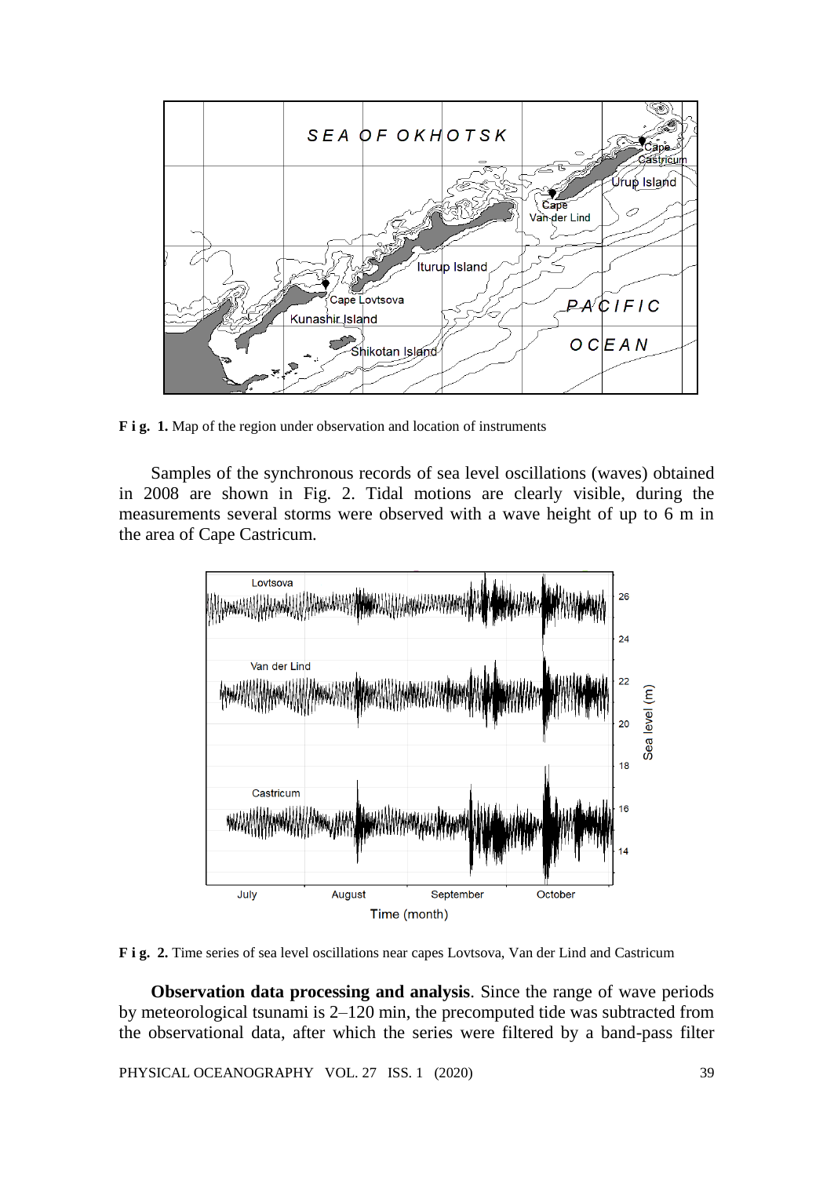**F i g. 1.** Map of the region under observation and location of instruments

Samples of the synchronous records of sea level oscillations (waves) obtained in 2008 are shown in Fig. 2. Tidal motions are clearly visible, during the measurements several storms were observed with a wave height of up to 6 m in the area of Cape Castricum.

**F i g. 2.** Time series of sea level oscillations near capes Lovtsova, Van der Lind and Castricum

**Observation data processing and analysis**. Since the range of wave periods by meteorological tsunami is 2–120 min, the precomputed tide was subtracted from the observational data, after which the series were filtered by a band-pass filter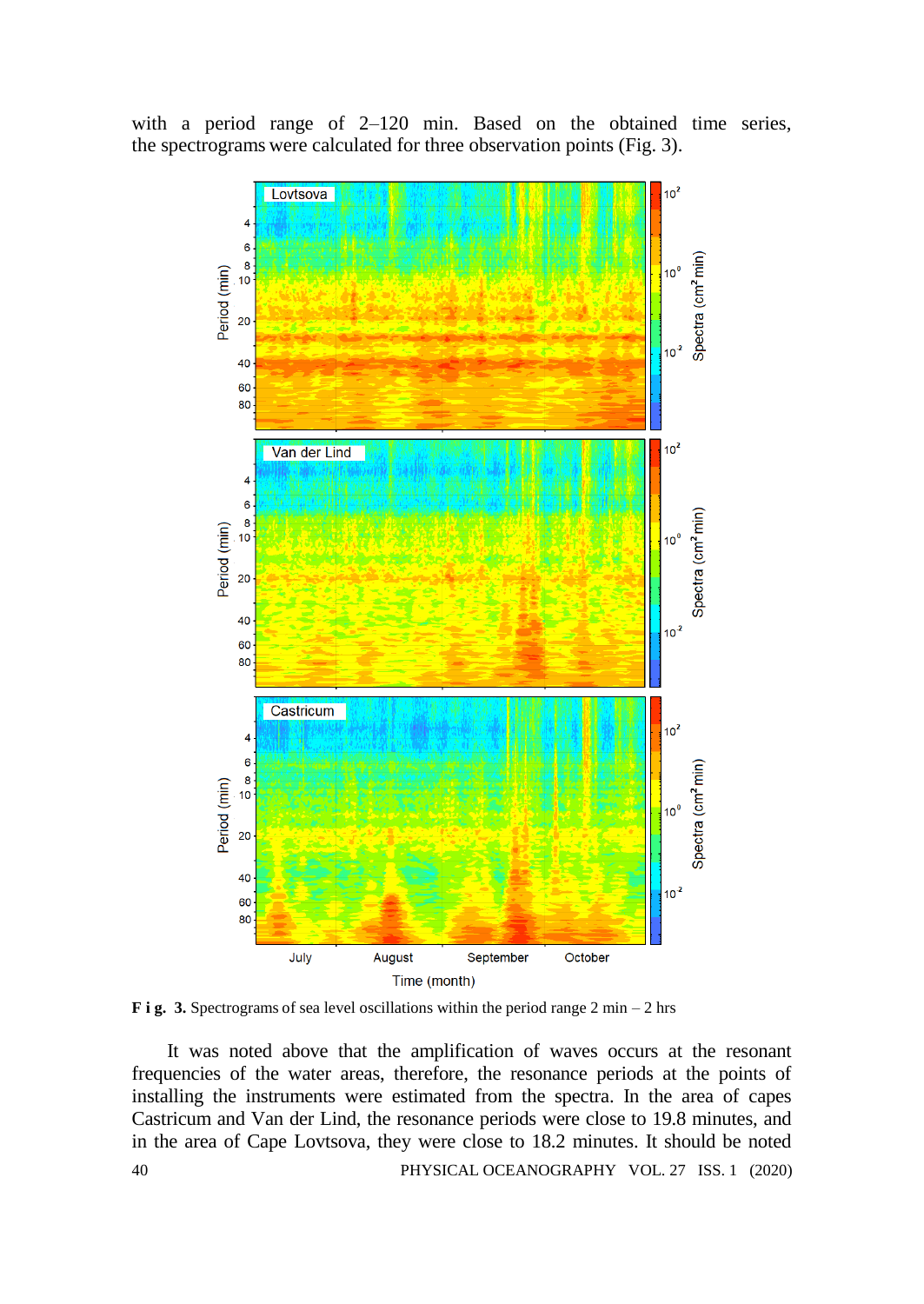with a period range of 2–120 min. Based on the obtained time series, the spectrograms were calculated for three observation points (Fig. 3).

**F i g. 3.** Spectrograms of sea level oscillations within the period range 2 min – 2 hrs

It was noted above that the amplification of waves occurs at the resonant frequencies of the water areas, therefore, the resonance periods at the points of installing the instruments were estimated from the spectra. In the area of capes Castricum and Van der Lind, the resonance periods were close to 19.8 minutes, and in the area of Cape Lovtsova, they were close to 18.2 minutes. It should be noted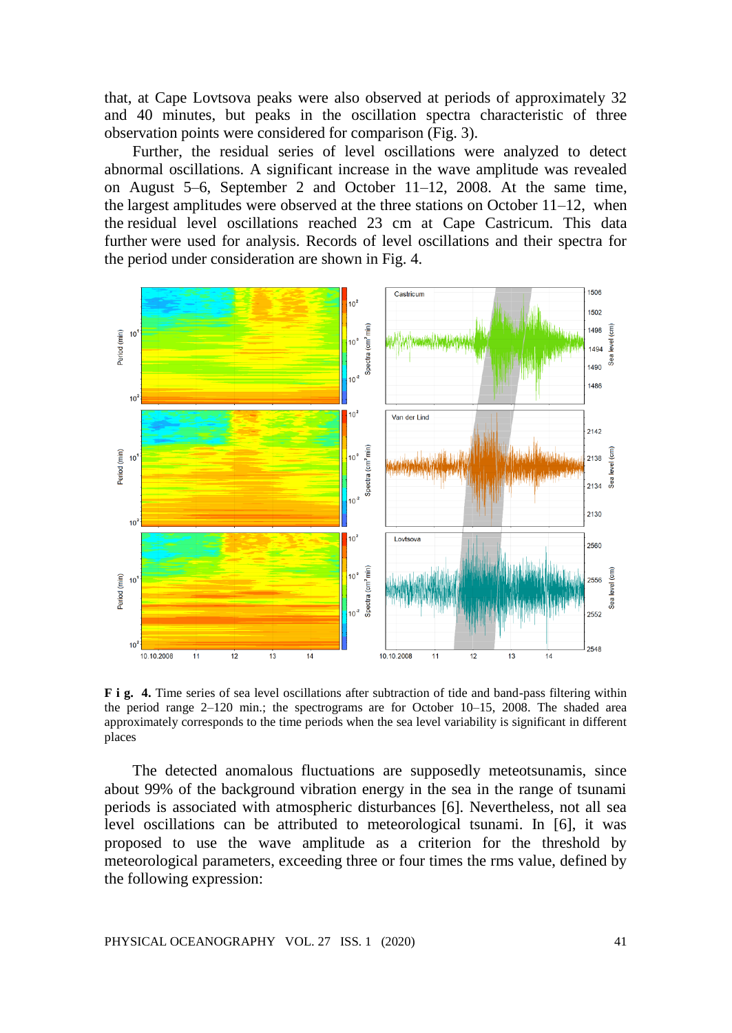that, at Cape Lovtsova peaks were also observed at periods of approximately 32 and 40 minutes, but peaks in the oscillation spectra characteristic of three observation points were considered for comparison (Fig. 3).

Further, the residual series of level oscillations were analyzed to detect abnormal oscillations. A significant increase in the wave amplitude was revealed on August 5–6, September 2 and October 11–12, 2008. At the same time, the largest amplitudes were observed at the three stations on October 11–12, when the residual level oscillations reached 23 cm at Cape Castricum. This data further were used for analysis. Records of level oscillations and their spectra for the period under consideration are shown in Fig. 4.

**F i g. 4.** Time series of sea level oscillations after subtraction of tide and band-pass filtering within the period range 2–120 min.; the spectrograms are for October 10–15, 2008. The shaded area approximately corresponds to the time periods when the sea level variability is significant in different places

The detected anomalous fluctuations are supposedly meteotsunamis, since about 99% of the background vibration energy in the sea in the range of tsunami periods is associated with atmospheric disturbances [6]. Nevertheless, not all sea level oscillations can be attributed to meteorological tsunami. In [6], it was proposed to use the wave amplitude as a criterion for the threshold by meteorological parameters, exceeding three or four times the rms value, defined by the following expression: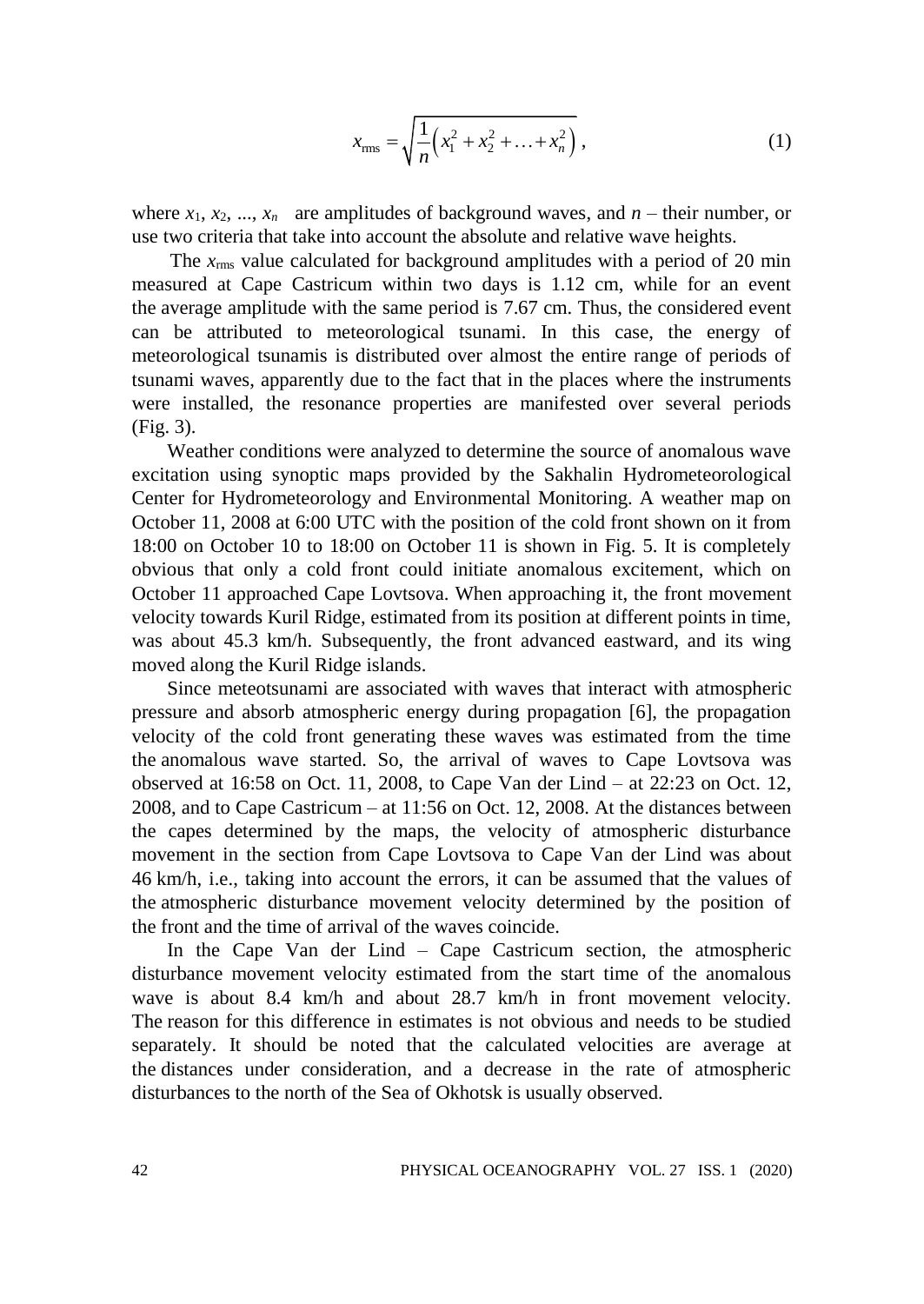$$x_{\mathrm{rms}} = \sqrt{\frac{1}{n}\left(x_1^2 + x_2^2 + \ldots + x_n^2\right)}\,, \tag{1}$$

where $x_1$, $x_2$, ..., $x_n$ are amplitudes of background waves, and $n$ – their number, or use two criteria that take into account the absolute and relative wave heights.

The $x_{\mathrm{rms}}$ value calculated for background amplitudes with a period of 20 min measured at Cape Castricum within two days is 1.12 cm, while for an event the average amplitude with the same period is 7.67 cm. Thus, the considered event can be attributed to meteorological tsunami. In this case, the energy of meteorological tsunamis is distributed over almost the entire range of periods of tsunami waves, apparently due to the fact that in the places where the instruments were installed, the resonance properties are manifested over several periods (Fig. 3).

Weather conditions were analyzed to determine the source of anomalous wave excitation using synoptic maps provided by the Sakhalin Hydrometeorological Center for Hydrometeorology and Environmental Monitoring. A weather map on October 11, 2008 at 6:00 UTC with the position of the cold front shown on it from 18:00 on October 10 to 18:00 on October 11 is shown in Fig. 5. It is completely obvious that only a cold front could initiate anomalous excitement, which on October 11 approached Cape Lovtsova. When approaching it, the front movement velocity towards Kuril Ridge, estimated from its position at different points in time, was about 45.3 km/h. Subsequently, the front advanced eastward, and its wing moved along the Kuril Ridge islands.

Since meteotsunami are associated with waves that interact with atmospheric pressure and absorb atmospheric energy during propagation [6], the propagation velocity of the cold front generating these waves was estimated from the time the anomalous wave started. So, the arrival of waves to Cape Lovtsova was observed at 16:58 on Oct. 11, 2008, to Cape Van der Lind – at 22:23 on Oct. 12, 2008, and to Cape Castricum – at 11:56 on Oct. 12, 2008. At the distances between the capes determined by the maps, the velocity of atmospheric disturbance movement in the section from Cape Lovtsova to Cape Van der Lind was about 46 km/h, i.e., taking into account the errors, it can be assumed that the values of the atmospheric disturbance movement velocity determined by the position of the front and the time of arrival of the waves coincide.

In the Cape Van der Lind – Cape Castricum section, the atmospheric disturbance movement velocity estimated from the start time of the anomalous wave is about 8.4 km/h and about 28.7 km/h in front movement velocity. The reason for this difference in estimates is not obvious and needs to be studied separately. It should be noted that the calculated velocities are average at the distances under consideration, and a decrease in the rate of atmospheric disturbances to the north of the Sea of Okhotsk is usually observed.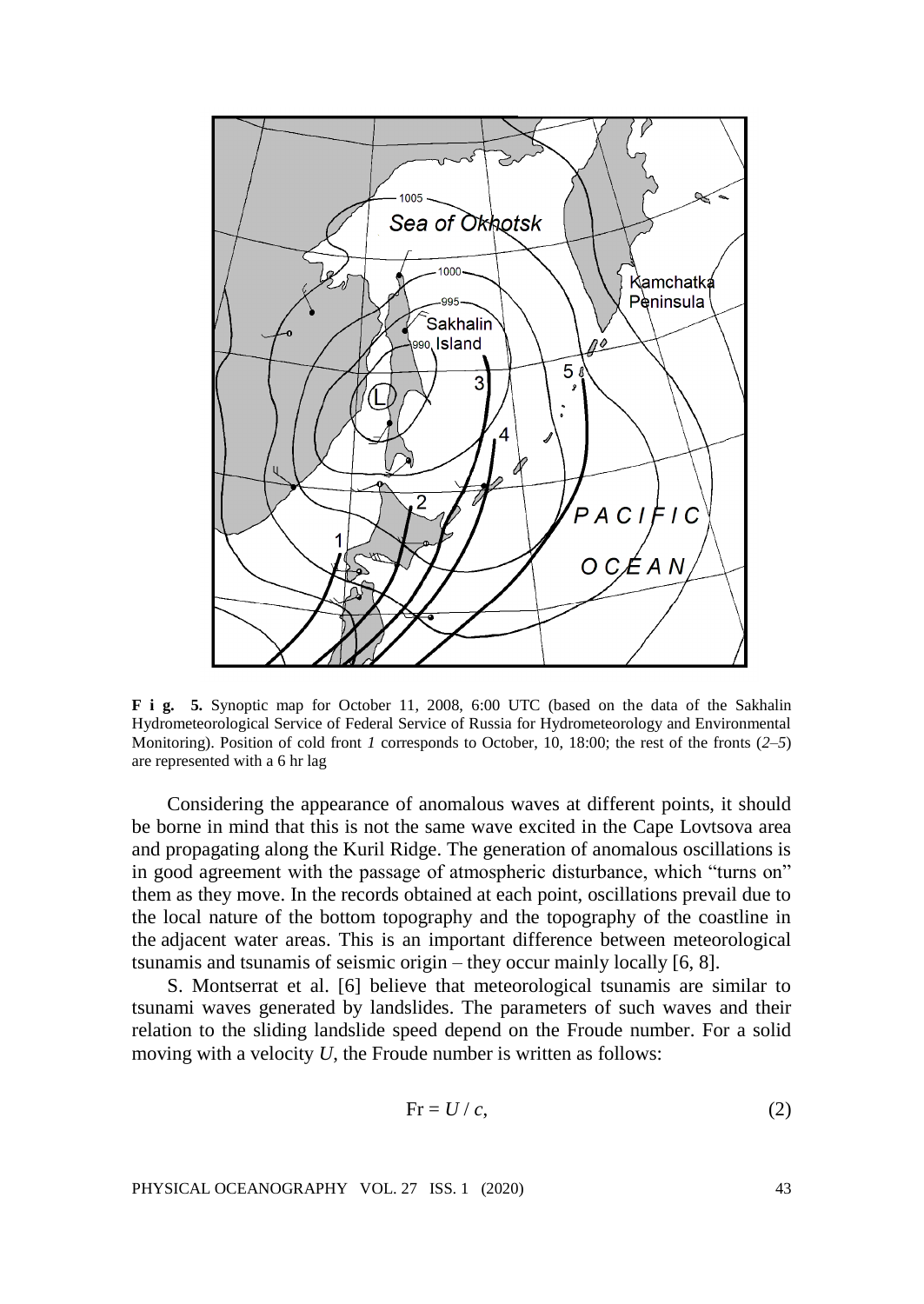**F i g. 5.** Synoptic map for October 11, 2008, 6:00 UTC (based on the data of the Sakhalin Hydrometeorological Service of Federal Service of Russia for Hydrometeorology and Environmental Monitoring). Position of cold front *1* corresponds to October, 10, 18:00; the rest of the fronts (*2*–*5*) are represented with a 6 hr lag

Considering the appearance of anomalous waves at different points, it should be borne in mind that this is not the same wave excited in the Cape Lovtsova area and propagating along the Kuril Ridge. The generation of anomalous oscillations is in good agreement with the passage of atmospheric disturbance, which "turns on" them as they move. In the records obtained at each point, oscillations prevail due to the local nature of the bottom topography and the topography of the coastline in the adjacent water areas. This is an important difference between meteorological tsunamis and tsunamis of seismic origin – they occur mainly locally [6, 8].

S. Montserrat et al. [6] believe that meteorological tsunamis are similar to tsunami waves generated by landslides. The parameters of such waves and their relation to the sliding landslide speed depend on the Froude number. For a solid moving with a velocity $U$, the Froude number is written as follows:

$$\mathrm{Fr} = U / c, \tag{2}$$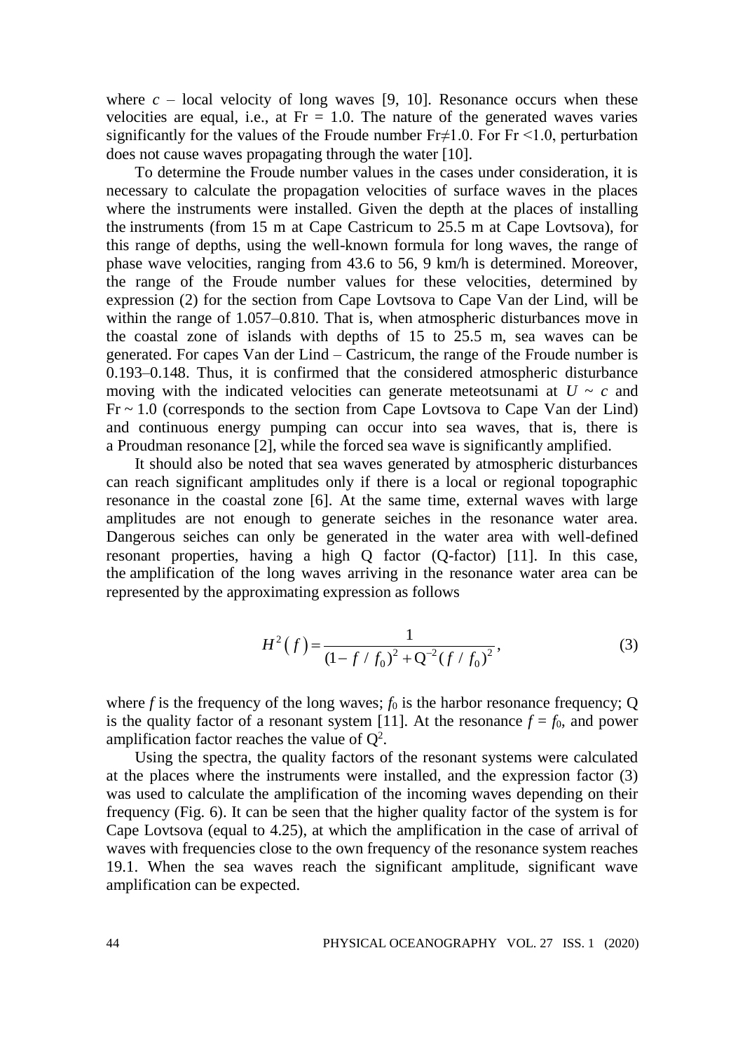where $c$ – local velocity of long waves [9, 10]. Resonance occurs when these velocities are equal, i.e., at $\mathrm{Fr} = 1.0$. The nature of the generated waves varies significantly for the values of the Froude number $\mathrm{Fr} \neq 1.0$. For $\mathrm{Fr} < 1.0$, perturbation does not cause waves propagating through the water [10].

To determine the Froude number values in the cases under consideration, it is necessary to calculate the propagation velocities of surface waves in the places where the instruments were installed. Given the depth at the places of installing the instruments (from 15 m at Cape Castricum to 25.5 m at Cape Lovtsova), for this range of depths, using the well-known formula for long waves, the range of phase wave velocities, ranging from 43.6 to 56, 9 km/h is determined. Moreover, the range of the Froude number values for these velocities, determined by expression (2) for the section from Cape Lovtsova to Cape Van der Lind, will be within the range of 1.057–0.810. That is, when atmospheric disturbances move in the coastal zone of islands with depths of 15 to 25.5 m, sea waves can be generated. For capes Van der Lind – Castricum, the range of the Froude number is 0.193–0.148. Thus, it is confirmed that the considered atmospheric disturbance moving with the indicated velocities can generate meteotsunami at $U \sim c$ and $\mathrm{Fr} \sim 1.0$ (corresponds to the section from Cape Lovtsova to Cape Van der Lind) and continuous energy pumping can occur into sea waves, that is, there is a Proudman resonance [2], while the forced sea wave is significantly amplified.

It should also be noted that sea waves generated by atmospheric disturbances can reach significant amplitudes only if there is a local or regional topographic resonance in the coastal zone [6]. At the same time, external waves with large amplitudes are not enough to generate seiches in the resonance water area. Dangerous seiches can only be generated in the water area with well-defined resonant properties, having a high Q factor (Q-factor) [11]. In this case, the amplification of the long waves arriving in the resonance water area can be represented by the approximating expression as follows

$$H^2(f) = \frac{1}{(1 - f / f_0)^2 + \mathrm{Q}^{-2} (f / f_0)^2}, \tag{3}$$

where $f$ is the frequency of the long waves; $f_0$ is the harbor resonance frequency; Q is the quality factor of a resonant system [11]. At the resonance $f = f_0$, and power amplification factor reaches the value of $\mathrm{Q}^2$.

Using the spectra, the quality factors of the resonant systems were calculated at the places where the instruments were installed, and the expression factor (3) was used to calculate the amplification of the incoming waves depending on their frequency (Fig. 6). It can be seen that the higher quality factor of the system is for Cape Lovtsova (equal to 4.25), at which the amplification in the case of arrival of waves with frequencies close to the own frequency of the resonance system reaches 19.1. When the sea waves reach the significant amplitude, significant wave amplification can be expected.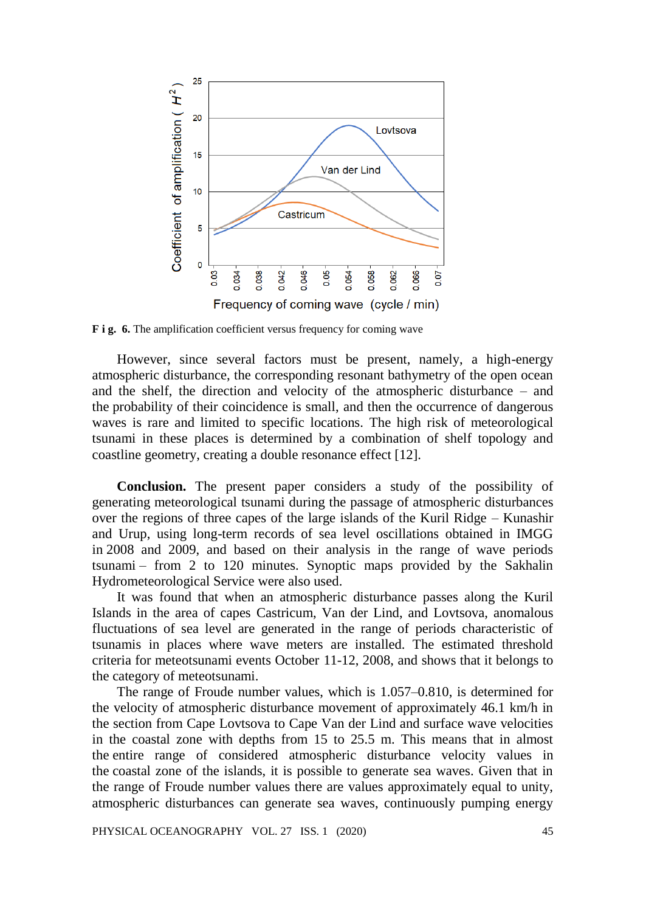**F i g. 6.** The amplification coefficient versus frequency for coming wave

However, since several factors must be present, namely, a high-energy atmospheric disturbance, the corresponding resonant bathymetry of the open ocean and the shelf, the direction and velocity of the atmospheric disturbance – and the probability of their coincidence is small, and then the occurrence of dangerous waves is rare and limited to specific locations. The high risk of meteorological tsunami in these places is determined by a combination of shelf topology and coastline geometry, creating a double resonance effect [12].

**Conclusion.** The present paper considers a study of the possibility of generating meteorological tsunami during the passage of atmospheric disturbances over the regions of three capes of the large islands of the Kuril Ridge – Kunashir and Urup, using long-term records of sea level oscillations obtained in IMGG in 2008 and 2009, and based on their analysis in the range of wave periods tsunami – from 2 to 120 minutes. Synoptic maps provided by the Sakhalin Hydrometeorological Service were also used.

It was found that when an atmospheric disturbance passes along the Kuril Islands in the area of capes Castricum, Van der Lind, and Lovtsova, anomalous fluctuations of sea level are generated in the range of periods characteristic of tsunamis in places where wave meters are installed. The estimated threshold criteria for meteotsunami events October 11-12, 2008, and shows that it belongs to the category of meteotsunami.

The range of Froude number values, which is 1.057–0.810, is determined for the velocity of atmospheric disturbance movement of approximately 46.1 km/h in the section from Cape Lovtsova to Cape Van der Lind and surface wave velocities in the coastal zone with depths from 15 to 25.5 m. This means that in almost the entire range of considered atmospheric disturbance velocity values in the coastal zone of the islands, it is possible to generate sea waves. Given that in the range of Froude number values there are values approximately equal to unity, atmospheric disturbances can generate sea waves, continuously pumping energy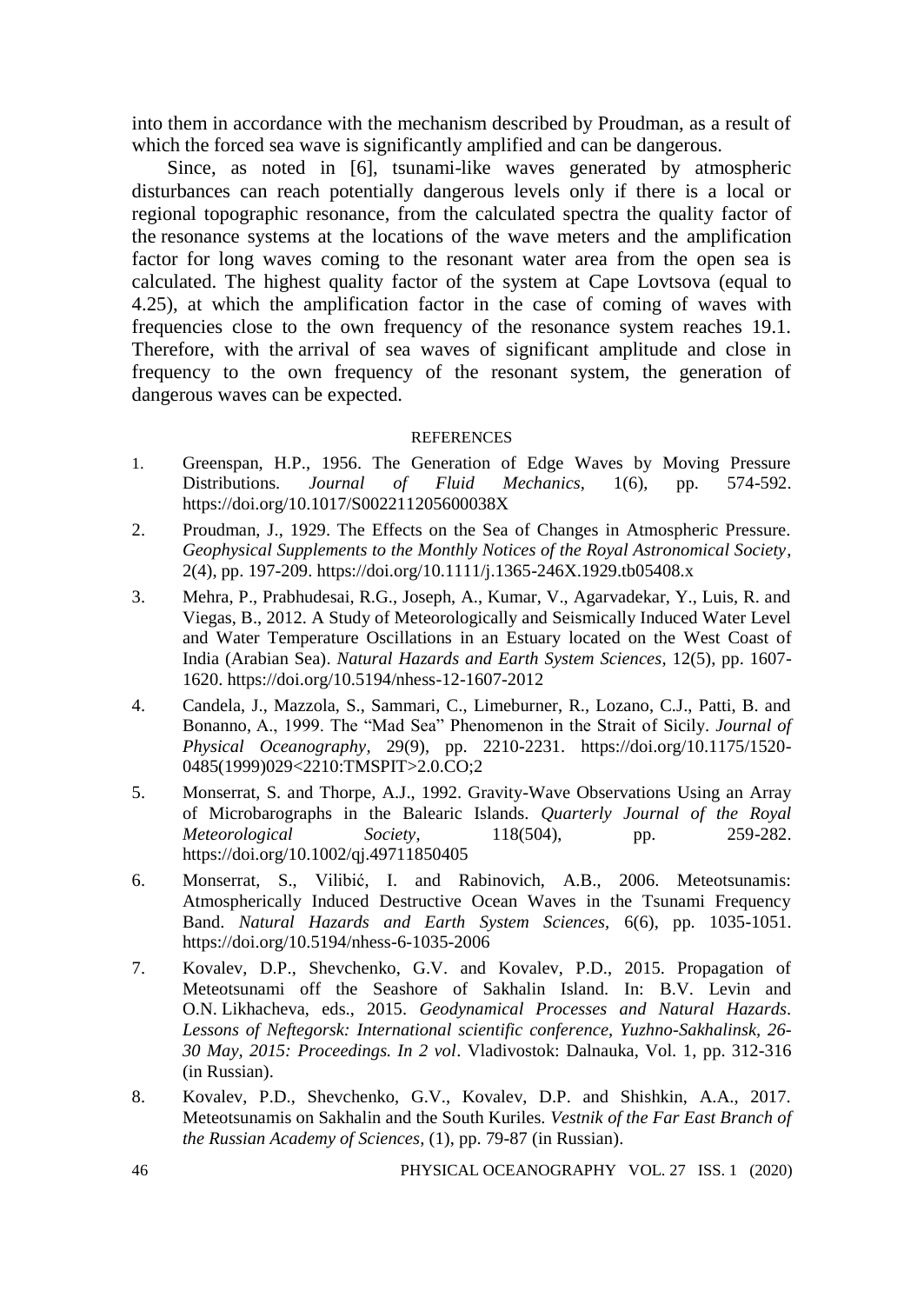into them in accordance with the mechanism described by Proudman, as a result of which the forced sea wave is significantly amplified and can be dangerous.

Since, as noted in [6], tsunami-like waves generated by atmospheric disturbances can reach potentially dangerous levels only if there is a local or regional topographic resonance, from the calculated spectra the quality factor of the resonance systems at the locations of the wave meters and the amplification factor for long waves coming to the resonant water area from the open sea is calculated. The highest quality factor of the system at Cape Lovtsova (equal to 4.25), at which the amplification factor in the case of coming of waves with frequencies close to the own frequency of the resonance system reaches 19.1. Therefore, with the arrival of sea waves of significant amplitude and close in frequency to the own frequency of the resonant system, the generation of dangerous waves can be expected.

## REFERENCES

1. Greenspan, H.P., 1956. The Generation of Edge Waves by Moving Pressure Distributions. *Journal of Fluid Mechanics*, 1(6), pp. 574-592. https://doi.org/10.1017/S002211205600038X
2. Proudman, J., 1929. The Effects on the Sea of Changes in Atmospheric Pressure. *Geophysical Supplements to the Monthly Notices of the Royal Astronomical Society*, 2(4), pp. 197-209. https://doi.org/10.1111/j.1365-246X.1929.tb05408.x
3. Mehra, P., Prabhudesai, R.G., Joseph, A., Kumar, V., Agarvadekar, Y., Luis, R. and Viegas, B., 2012. A Study of Meteorologically and Seismically Induced Water Level and Water Temperature Oscillations in an Estuary located on the West Coast of India (Arabian Sea). *Natural Hazards and Earth System Sciences*, 12(5), pp. 1607-1620. https://doi.org/10.5194/nhess-12-1607-2012
4. Candela, J., Mazzola, S., Sammari, C., Limeburner, R., Lozano, C.J., Patti, B. and Bonanno, A., 1999. The "Mad Sea" Phenomenon in the Strait of Sicily. *Journal of Physical Oceanography*, 29(9), pp. 2210-2231. https://doi.org/10.1175/1520-0485(1999)029<2210:TMSPIT>2.0.CO;2
5. Monserrat, S. and Thorpe, A.J., 1992. Gravity-Wave Observations Using an Array of Microbarographs in the Balearic Islands. *Quarterly Journal of the Royal Meteorological Society*, 118(504), pp. 259-282. https://doi.org/10.1002/qj.49711850405
6. Monserrat, S., Vilibić, I. and Rabinovich, A.B., 2006. Meteotsunamis: Atmospherically Induced Destructive Ocean Waves in the Tsunami Frequency Band. *Natural Hazards and Earth System Sciences*, 6(6), pp. 1035-1051. https://doi.org/10.5194/nhess-6-1035-2006
7. Kovalev, D.P., Shevchenko, G.V. and Kovalev, P.D., 2015. Propagation of Meteotsunami off the Seashore of Sakhalin Island. In: B.V. Levin and O.N. Likhacheva, eds., 2015. *Geodynamical Processes and Natural Hazards. Lessons of Neftegorsk: International scientific conference, Yuzhno-Sakhalinsk, 26-30 May, 2015: Proceedings. In 2 vol*. Vladivostok: Dalnauka, Vol. 1, pp. 312-316 (in Russian).
8. Kovalev, P.D., Shevchenko, G.V., Kovalev, D.P. and Shishkin, A.A., 2017. Meteotsunamis on Sakhalin and the South Kuriles. *Vestnik of the Far East Branch of the Russian Academy of Sciences*, (1), pp. 79-87 (in Russian).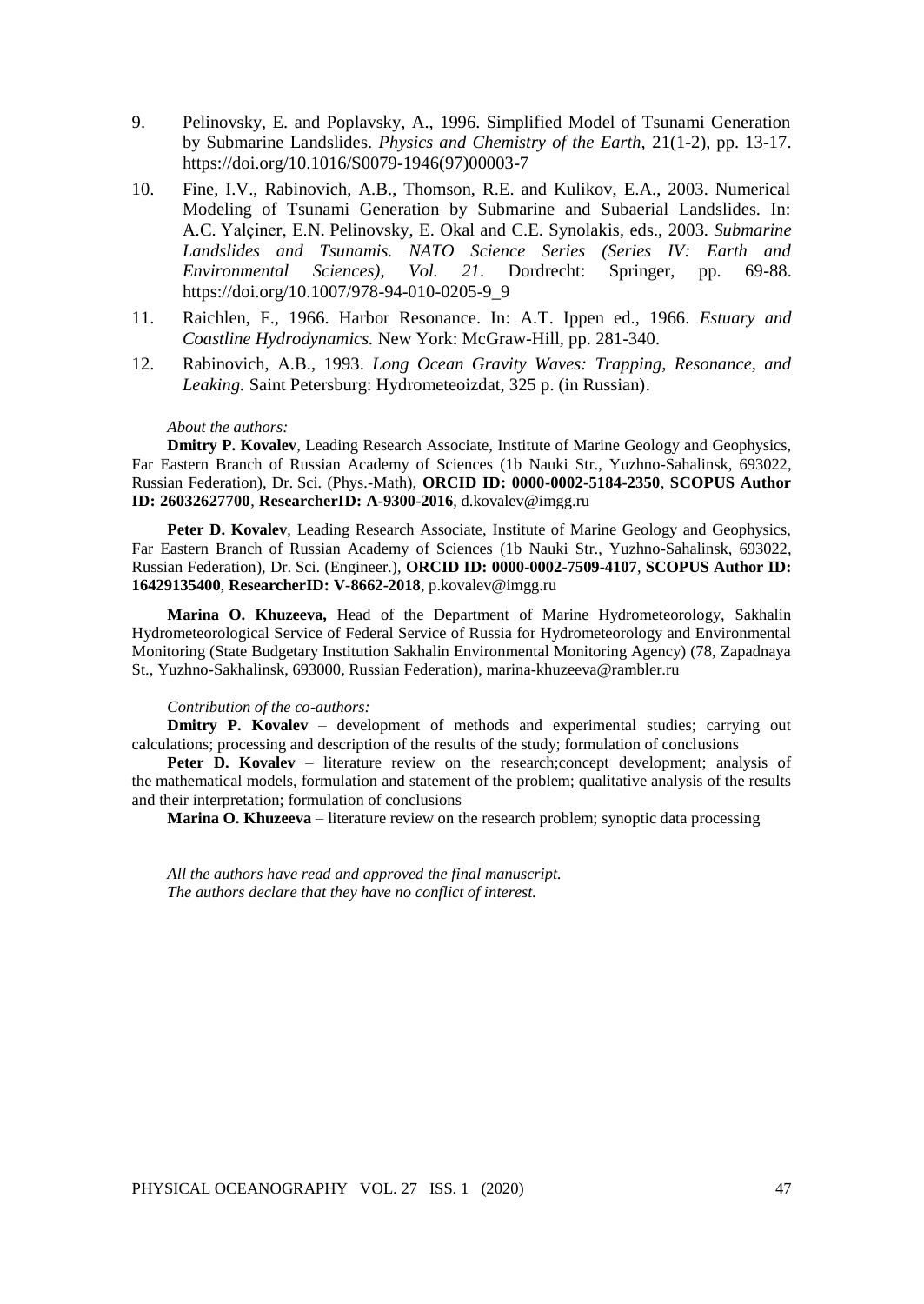9. Pelinovsky, E. and Poplavsky, A., 1996. Simplified Model of Tsunami Generation by Submarine Landslides. *Physics and Chemistry of the Earth*, 21(1-2), pp. 13-17. https://doi.org/10.1016/S0079-1946(97)00003-7

10. Fine, I.V., Rabinovich, A.B., Thomson, R.E. and Kulikov, E.A., 2003. Numerical Modeling of Tsunami Generation by Submarine and Subaerial Landslides. In: A.C. Yalçiner, E.N. Pelinovsky, E. Okal and C.E. Synolakis, eds., 2003. *Submarine Landslides and Tsunamis. NATO Science Series (Series IV: Earth and Environmental Sciences), Vol. 21*. Dordrecht: Springer, pp. 69-88. https://doi.org/10.1007/978-94-010-0205-9_9

11. Raichlen, F., 1966. Harbor Resonance. In: A.T. Ippen ed., 1966. *Estuary and Coastline Hydrodynamics.* New York: McGraw-Hill, pp. 281-340.

12. Rabinovich, A.B., 1993. *Long Ocean Gravity Waves: Trapping, Resonance, and Leaking.* Saint Petersburg: Hydrometeoizdat, 325 p. (in Russian).

*About the authors:*

**Dmitry P. Kovalev**, Leading Research Associate, Institute of Marine Geology and Geophysics, Far Eastern Branch of Russian Academy of Sciences (1b Nauki Str., Yuzhno-Sahalinsk, 693022, Russian Federation), Dr. Sci. (Phys.-Math), **ORCID ID: 0000-0002-5184-2350**, **SCOPUS Author ID: 26032627700**, **ResearcherID: A-9300-2016**, d.kovalev@imgg.ru

**Peter D. Kovalev**, Leading Research Associate, Institute of Marine Geology and Geophysics, Far Eastern Branch of Russian Academy of Sciences (1b Nauki Str., Yuzhno-Sahalinsk, 693022, Russian Federation), Dr. Sci. (Engineer.), **ORCID ID: 0000-0002-7509-4107**, **SCOPUS Author ID: 16429135400**, **ResearcherID: V-8662-2018**, p.kovalev@imgg.ru

**Marina O. Khuzeeva,** Head of the Department of Marine Hydrometeorology, Sakhalin Hydrometeorological Service of Federal Service of Russia for Hydrometeorology and Environmental Monitoring (State Budgetary Institution Sakhalin Environmental Monitoring Agency) (78, Zapadnaya St., Yuzhno-Sakhalinsk, 693000, Russian Federation), marina-khuzeeva@rambler.ru

*Contribution of the co-authors:*

**Dmitry P. Kovalev** – development of methods and experimental studies; carrying out calculations; processing and description of the results of the study; formulation of conclusions

**Peter D. Kovalev** – literature review on the research;concept development; analysis of the mathematical models, formulation and statement of the problem; qualitative analysis of the results and their interpretation; formulation of conclusions

**Marina O. Khuzeeva** – literature review on the research problem; synoptic data processing

*All the authors have read and approved the final manuscript.*
*The authors declare that they have no conflict of interest.*